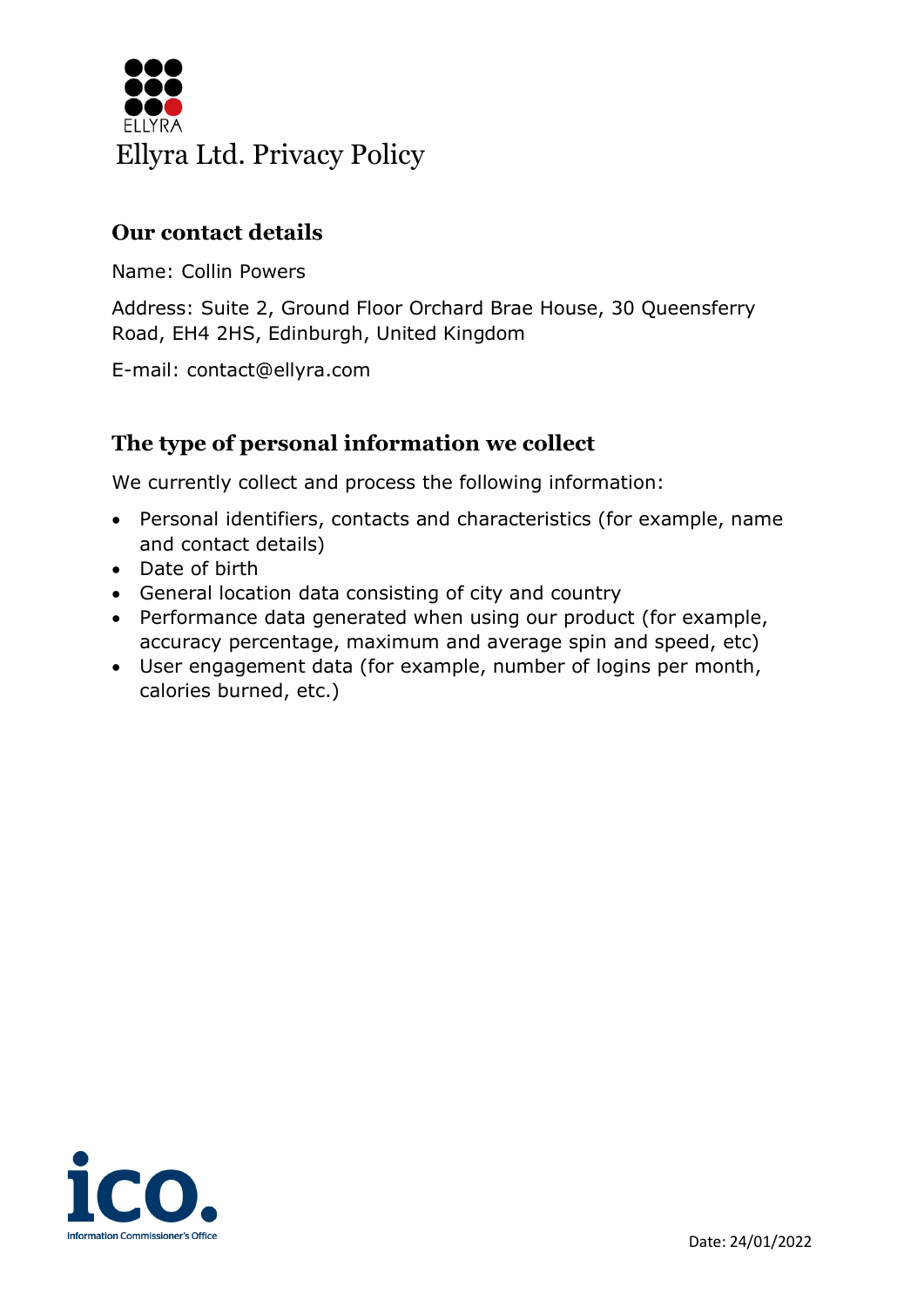# Ellyra Ltd. Privacy Policy

## Our contact details

Name: Collin Powers

Address: Suite 2, Ground Floor Orchard Brae House, 30 Queensferry Road, EH4 2HS, Edinburgh, United Kingdom

E-mail: contact@ellyra.com

## The type of personal information we collect

We currently collect and process the following information:

- Personal identifiers, contacts and characteristics (for example, name and contact details)
- Date of birth
- General location data consisting of city and country
- Performance data generated when using our product (for example, accuracy percentage, maximum and average spin and speed, etc)
- User engagement data (for example, number of logins per month, calories burned, etc.)

Date: 24/01/2022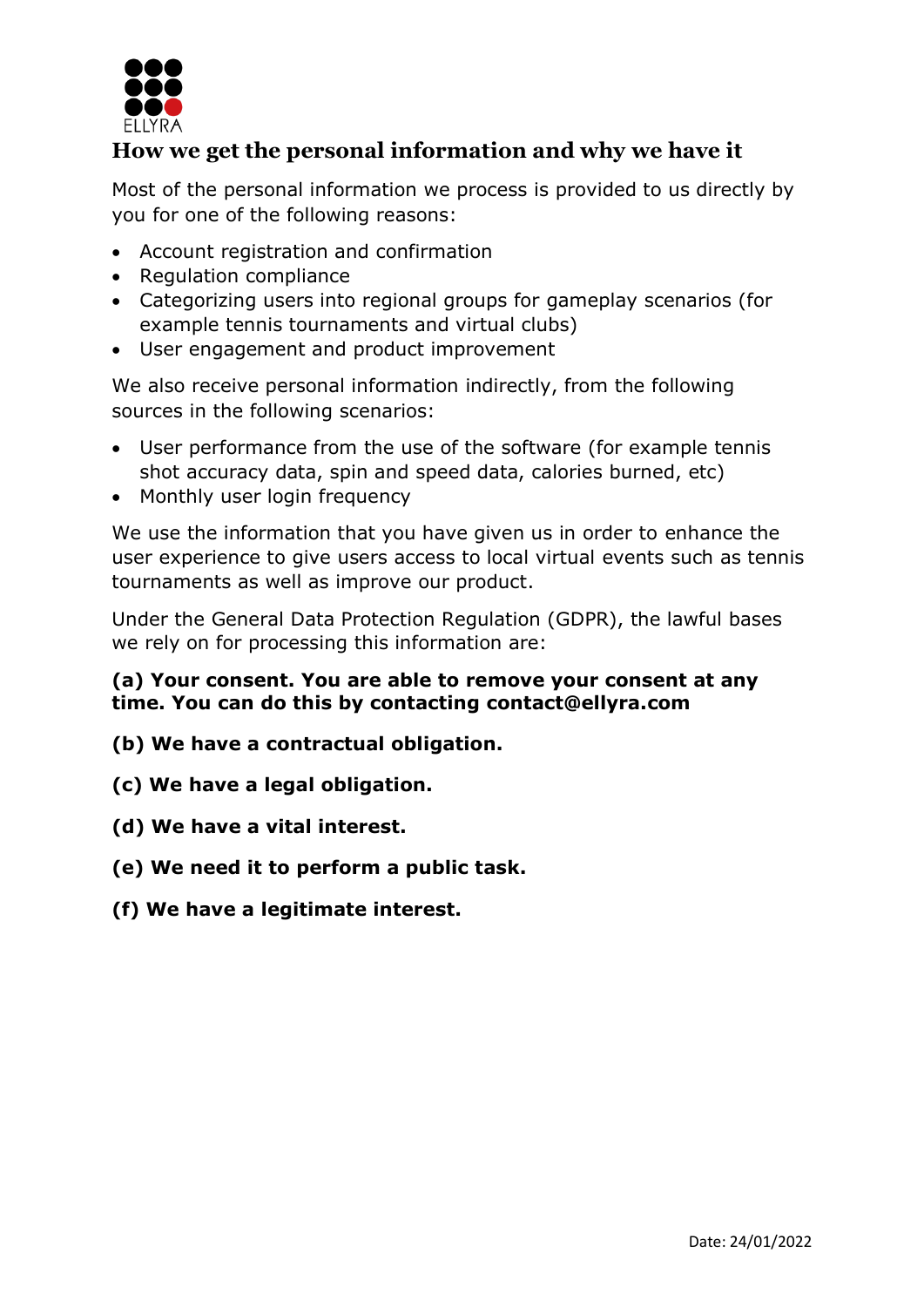## How we get the personal information and why we have it

Most of the personal information we process is provided to us directly by you for one of the following reasons:

- Account registration and confirmation
- Regulation compliance
- Categorizing users into regional groups for gameplay scenarios (for example tennis tournaments and virtual clubs)
- User engagement and product improvement

We also receive personal information indirectly, from the following sources in the following scenarios:

- User performance from the use of the software (for example tennis shot accuracy data, spin and speed data, calories burned, etc)
- Monthly user login frequency

We use the information that you have given us in order to enhance the user experience to give users access to local virtual events such as tennis tournaments as well as improve our product.

Under the General Data Protection Regulation (GDPR), the lawful bases we rely on for processing this information are:

**(a) Your consent. You are able to remove your consent at any time. You can do this by contacting contact@ellyra.com**

**(b) We have a contractual obligation.**

**(c) We have a legal obligation.**

**(d) We have a vital interest.**

**(e) We need it to perform a public task.**

**(f) We have a legitimate interest.**

Date: 24/01/2022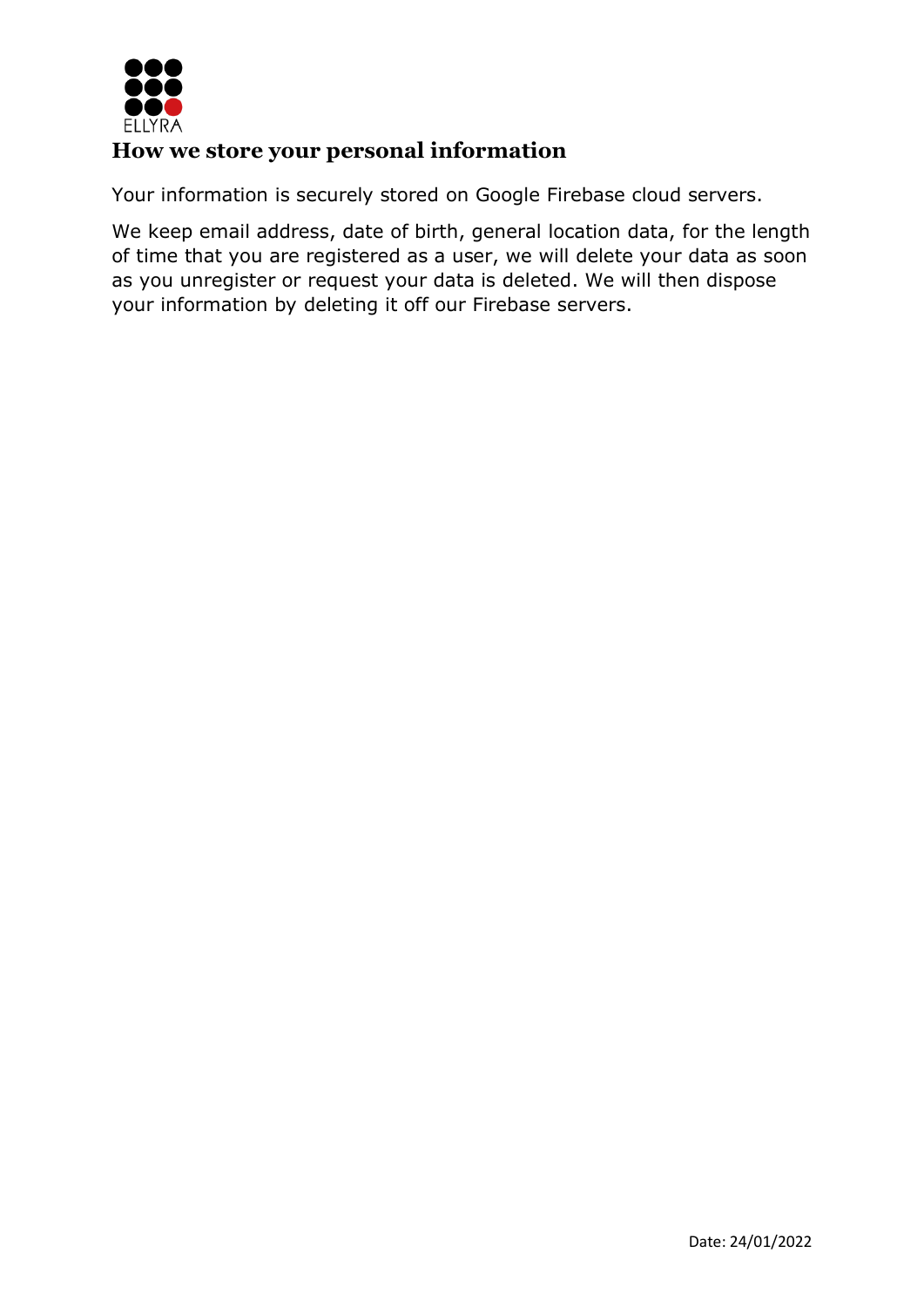ELLYRA

## How we store your personal information

Your information is securely stored on Google Firebase cloud servers.

We keep email address, date of birth, general location data, for the length of time that you are registered as a user, we will delete your data as soon as you unregister or request your data is deleted. We will then dispose your information by deleting it off our Firebase servers.

Date: 24/01/2022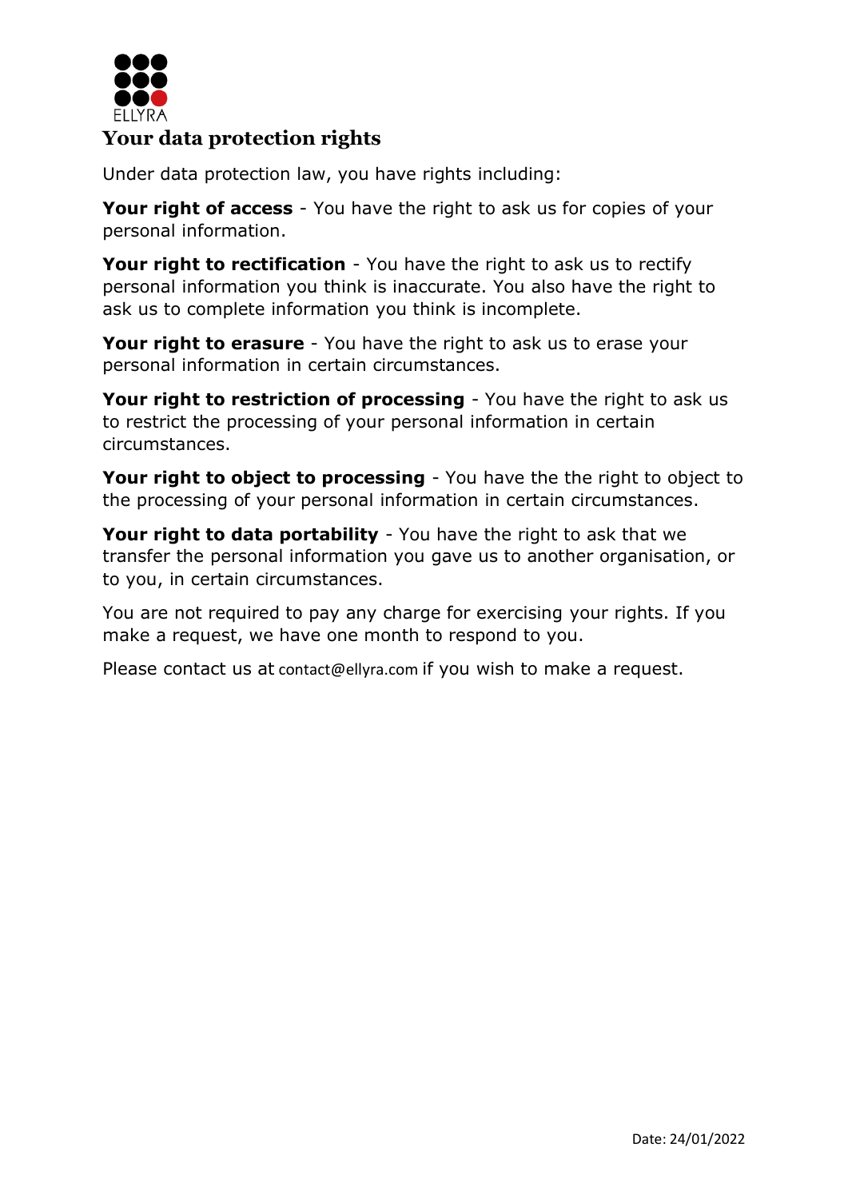ELLYRA

# Your data protection rights

Under data protection law, you have rights including:

**Your right of access** - You have the right to ask us for copies of your personal information.

**Your right to rectification** - You have the right to ask us to rectify personal information you think is inaccurate. You also have the right to ask us to complete information you think is incomplete.

**Your right to erasure** - You have the right to ask us to erase your personal information in certain circumstances.

**Your right to restriction of processing** - You have the right to ask us to restrict the processing of your personal information in certain circumstances.

**Your right to object to processing** - You have the the right to object to the processing of your personal information in certain circumstances.

**Your right to data portability** - You have the right to ask that we transfer the personal information you gave us to another organisation, or to you, in certain circumstances.

You are not required to pay any charge for exercising your rights. If you make a request, we have one month to respond to you.

Please contact us at contact@ellyra.com if you wish to make a request.

Date: 24/01/2022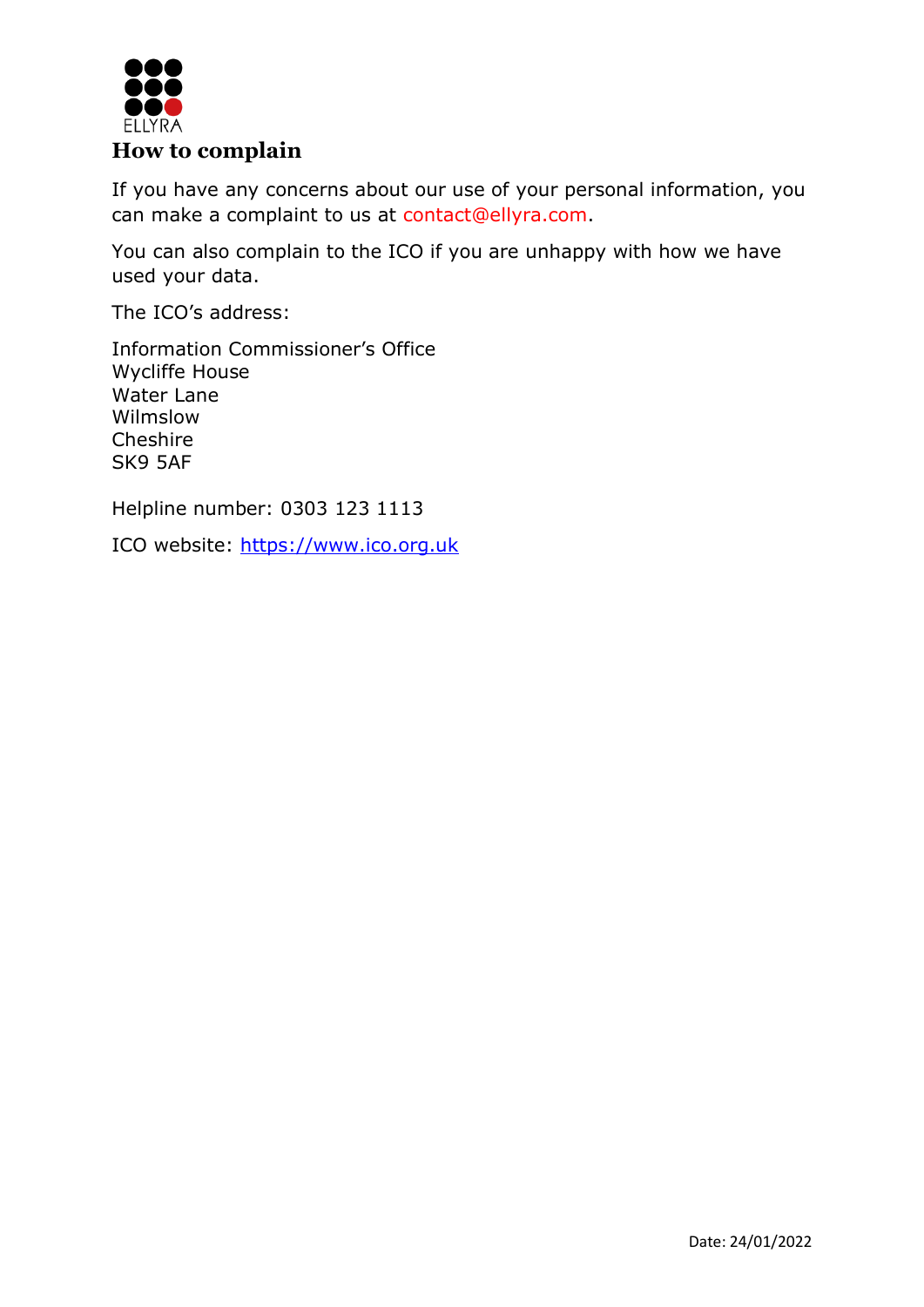## How to complain

If you have any concerns about our use of your personal information, you can make a complaint to us at contact@ellyra.com.

You can also complain to the ICO if you are unhappy with how we have used your data.

The ICO's address:

Information Commissioner's Office
Wycliffe House
Water Lane
Wilmslow
Cheshire
SK9 5AF

Helpline number: 0303 123 1113

ICO website: https://www.ico.org.uk

Date: 24/01/2022